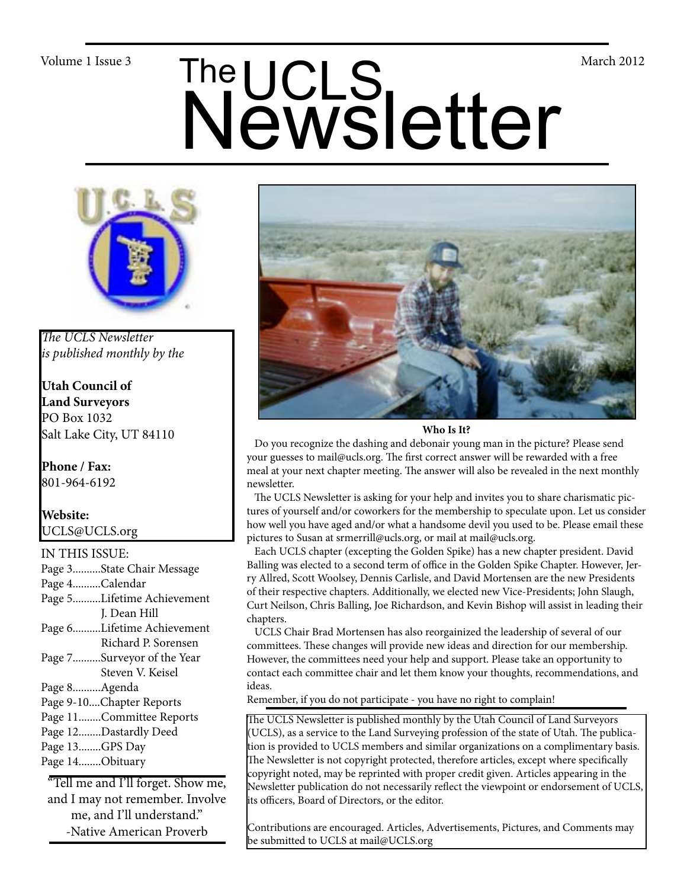# The UCLS Newsletter

Volume 1 Issue 3 — March 2012

*The UCLS Newsletter is published monthly by the*

**Utah Council of Land Surveyors**
PO Box 1032
Salt Lake City, UT 84110

**Phone / Fax:**
801-964-6192

**Website:**
UCLS@UCLS.org

IN THIS ISSUE:

- Page 3..........State Chair Message
- Page 4..........Calendar
- Page 5..........Lifetime Achievement J. Dean Hill
- Page 6..........Lifetime Achievement Richard P. Sorensen
- Page 7..........Surveyor of the Year Steven V. Keisel
- Page 8..........Agenda
- Page 9-10....Chapter Reports
- Page 11........Committee Reports
- Page 12........Dastardly Deed
- Page 13........GPS Day
- Page 14........Obituary

"Tell me and I'll forget. Show me, and I may not remember. Involve me, and I'll understand."
-Native American Proverb

**Who Is It?**

Do you recognize the dashing and debonair young man in the picture? Please send your guesses to mail@ucls.org. The first correct answer will be rewarded with a free meal at your next chapter meeting. The answer will also be revealed in the next monthly newsletter.

The UCLS Newsletter is asking for your help and invites you to share charismatic pictures of yourself and/or coworkers for the membership to speculate upon. Let us consider how well you have aged and/or what a handsome devil you used to be. Please email these pictures to Susan at srmerrill@ucls.org, or mail at mail@ucls.org.

Each UCLS chapter (excepting the Golden Spike) has a new chapter president. David Balling was elected to a second term of office in the Golden Spike Chapter. However, Jerry Allred, Scott Woolsey, Dennis Carlisle, and David Mortensen are the new Presidents of their respective chapters. Additionally, we elected new Vice-Presidents; John Slaugh, Curt Neilson, Chris Balling, Joe Richardson, and Kevin Bishop will assist in leading their chapters.

UCLS Chair Brad Mortensen has also reorgainized the leadership of several of our committees. These changes will provide new ideas and direction for our membership. However, the committees need your help and support. Please take an opportunity to contact each committee chair and let them know your thoughts, recommendations, and ideas.

Remember, if you do not participate - you have no right to complain!

The UCLS Newsletter is published monthly by the Utah Council of Land Surveyors (UCLS), as a service to the Land Surveying profession of the state of Utah. The publication is provided to UCLS members and similar organizations on a complimentary basis. The Newsletter is not copyright protected, therefore articles, except where specifically copyright noted, may be reprinted with proper credit given. Articles appearing in the Newsletter publication do not necessarily reflect the viewpoint or endorsement of UCLS, its officers, Board of Directors, or the editor.

Contributions are encouraged. Articles, Advertisements, Pictures, and Comments may be submitted to UCLS at mail@UCLS.org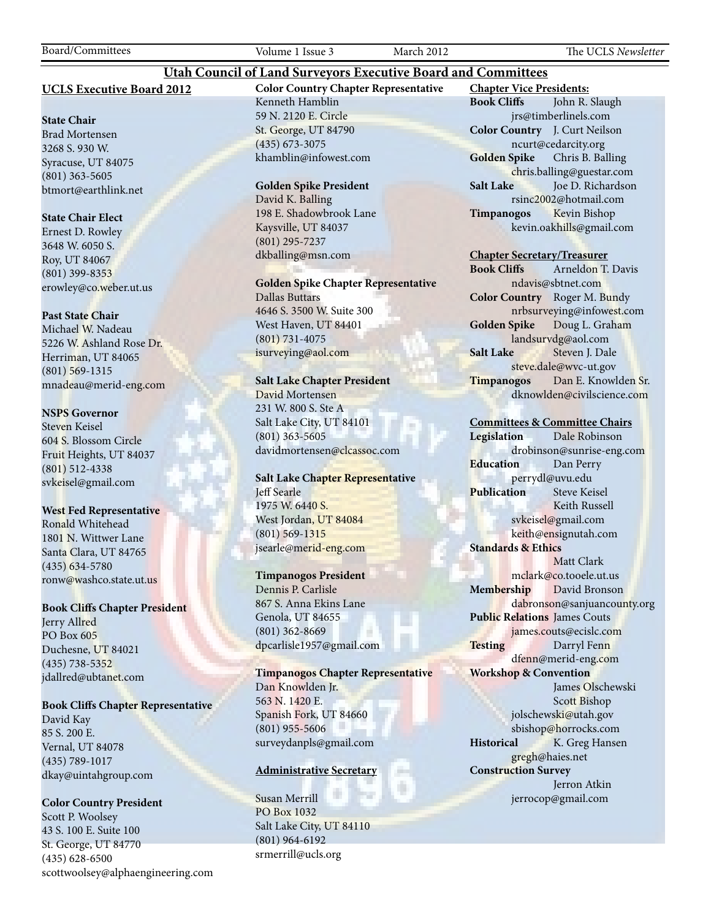# Utah Council of Land Surveyors Executive Board and Committees

## UCLS Executive Board 2012

**State Chair**
Brad Mortensen
3268 S. 930 W.
Syracuse, UT 84075
(801) 363-5605
btmort@earthlink.net

**State Chair Elect**
Ernest D. Rowley
3648 W. 6050 S.
Roy, UT 84067
(801) 399-8353
erowley@co.weber.ut.us

**Past State Chair**
Michael W. Nadeau
5226 W. Ashland Rose Dr.
Herriman, UT 84065
(801) 569-1315
mnadeau@merid-eng.com

**NSPS Governor**
Steven Keisel
604 S. Blossom Circle
Fruit Heights, UT 84037
(801) 512-4338
svkeisel@gmail.com

**West Fed Representative**
Ronald Whitehead
1801 N. Wittwer Lane
Santa Clara, UT 84765
(435) 634-5780
ronw@washco.state.ut.us

**Book Cliffs Chapter President**
Jerry Allred
PO Box 605
Duchesne, UT 84021
(435) 738-5352
jdallred@ubtanet.com

**Book Cliffs Chapter Representative**
David Kay
85 S. 200 E.
Vernal, UT 84078
(435) 789-1017
dkay@uintahgroup.com

**Color Country President**
Scott P. Woolsey
43 S. 100 E. Suite 100
St. George, UT 84770
(435) 628-6500
scottwoolsey@alphaengineering.com

**Color Country Chapter Representative**
Kenneth Hamblin
59 N. 2120 E. Circle
St. George, UT 84790
(435) 673-3075
khamblin@infowest.com

**Golden Spike President**
David K. Balling
198 E. Shadowbrook Lane
Kaysville, UT 84037
(801) 295-7237
dkballing@msn.com

**Golden Spike Chapter Representative**
Dallas Buttars
4646 S. 3500 W. Suite 300
West Haven, UT 84401
(801) 731-4075
isurveying@aol.com

**Salt Lake Chapter President**
David Mortensen
231 W. 800 S. Ste A
Salt Lake City, UT 84101
(801) 363-5605
davidmortensen@clcassoc.com

**Salt Lake Chapter Representative**
Jeff Searle
1975 W. 6440 S.
West Jordan, UT 84084
(801) 569-1315
jsearle@merid-eng.com

**Timpanogos President**
Dennis P. Carlisle
867 S. Anna Ekins Lane
Genola, UT 84655
(801) 362-8669
dpcarlisle1957@gmail.com

**Timpanogos Chapter Representative**
Dan Knowlden Jr.
563 N. 1420 E.
Spanish Fork, UT 84660
(801) 955-5606
surveydanpls@gmail.com

**Administrative Secretary**

Susan Merrill
PO Box 1032
Salt Lake City, UT 84110
(801) 964-6192
srmerrill@ucls.org

**Chapter Vice Presidents:**

**Book Cliffs** John R. Slaugh
jrs@timberlinels.com
**Color Country** J. Curt Neilson
ncurt@cedarcity.org
**Golden Spike** Chris B. Balling
chris.balling@guestar.com
**Salt Lake** Joe D. Richardson
rsinc2002@hotmail.com
**Timpanogos** Kevin Bishop
kevin.oakhills@gmail.com

**Chapter Secretary/Treasurer**

**Book Cliffs** Arneldon T. Davis
ndavis@sbtnet.com
**Color Country** Roger M. Bundy
nrbsurveying@infowest.com
**Golden Spike** Doug L. Graham
landsurvdg@aol.com
**Salt Lake** Steven J. Dale
steve.dale@wvc-ut.gov
**Timpanogos** Dan E. Knowlden Sr.
dknowlden@civilscience.com

**Committees & Committee Chairs**

**Legislation** Dale Robinson
drobinson@sunrise-eng.com
**Education** Dan Perry
perrydl@uvu.edu
**Publication** Steve Keisel
Keith Russell
svkeisel@gmail.com
keith@ensignutah.com
**Standards & Ethics**
Matt Clark
mclark@co.tooele.ut.us
**Membership** David Bronson
dabronson@sanjuancounty.org
**Public Relations** James Couts
james.couts@ecislc.com
**Testing** Darryl Fenn
dfenn@merid-eng.com
**Workshop & Convention**
James Olschewski
Scott Bishop
jolschewski@utah.gov
sbishop@horrocks.com
**Historical** K. Greg Hansen
gregh@haies.net
**Construction Survey**
Jerron Atkin
jerrocop@gmail.com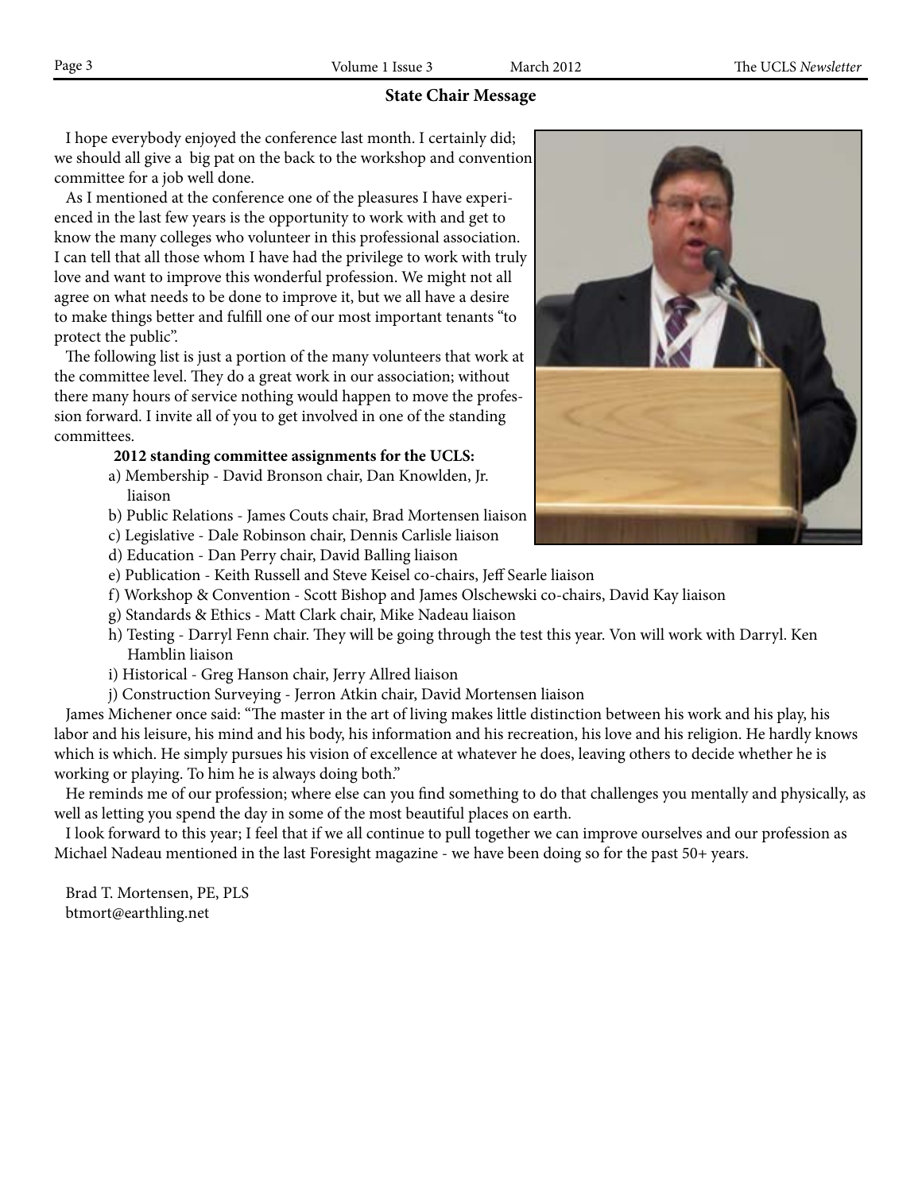## State Chair Message

I hope everybody enjoyed the conference last month. I certainly did; we should all give a big pat on the back to the workshop and convention committee for a job well done.

As I mentioned at the conference one of the pleasures I have experienced in the last few years is the opportunity to work with and get to know the many colleges who volunteer in this professional association. I can tell that all those whom I have had the privilege to work with truly love and want to improve this wonderful profession. We might not all agree on what needs to be done to improve it, but we all have a desire to make things better and fulfill one of our most important tenants "to protect the public".

The following list is just a portion of the many volunteers that work at the committee level. They do a great work in our association; without there many hours of service nothing would happen to move the profession forward. I invite all of you to get involved in one of the standing committees.

**2012 standing committee assignments for the UCLS:**

a) Membership - David Bronson chair, Dan Knowlden, Jr. liaison
b) Public Relations - James Couts chair, Brad Mortensen liaison
c) Legislative - Dale Robinson chair, Dennis Carlisle liaison
d) Education - Dan Perry chair, David Balling liaison
e) Publication - Keith Russell and Steve Keisel co-chairs, Jeff Searle liaison
f) Workshop & Convention - Scott Bishop and James Olschewski co-chairs, David Kay liaison
g) Standards & Ethics - Matt Clark chair, Mike Nadeau liaison
h) Testing - Darryl Fenn chair. They will be going through the test this year. Von will work with Darryl. Ken Hamblin liaison
i) Historical - Greg Hanson chair, Jerry Allred liaison
j) Construction Surveying - Jerron Atkin chair, David Mortensen liaison

James Michener once said: "The master in the art of living makes little distinction between his work and his play, his labor and his leisure, his mind and his body, his information and his recreation, his love and his religion. He hardly knows which is which. He simply pursues his vision of excellence at whatever he does, leaving others to decide whether he is working or playing. To him he is always doing both."

He reminds me of our profession; where else can you find something to do that challenges you mentally and physically, as well as letting you spend the day in some of the most beautiful places on earth.

I look forward to this year; I feel that if we all continue to pull together we can improve ourselves and our profession as Michael Nadeau mentioned in the last Foresight magazine - we have been doing so for the past 50+ years.

Brad T. Mortensen, PE, PLS
btmort@earthling.net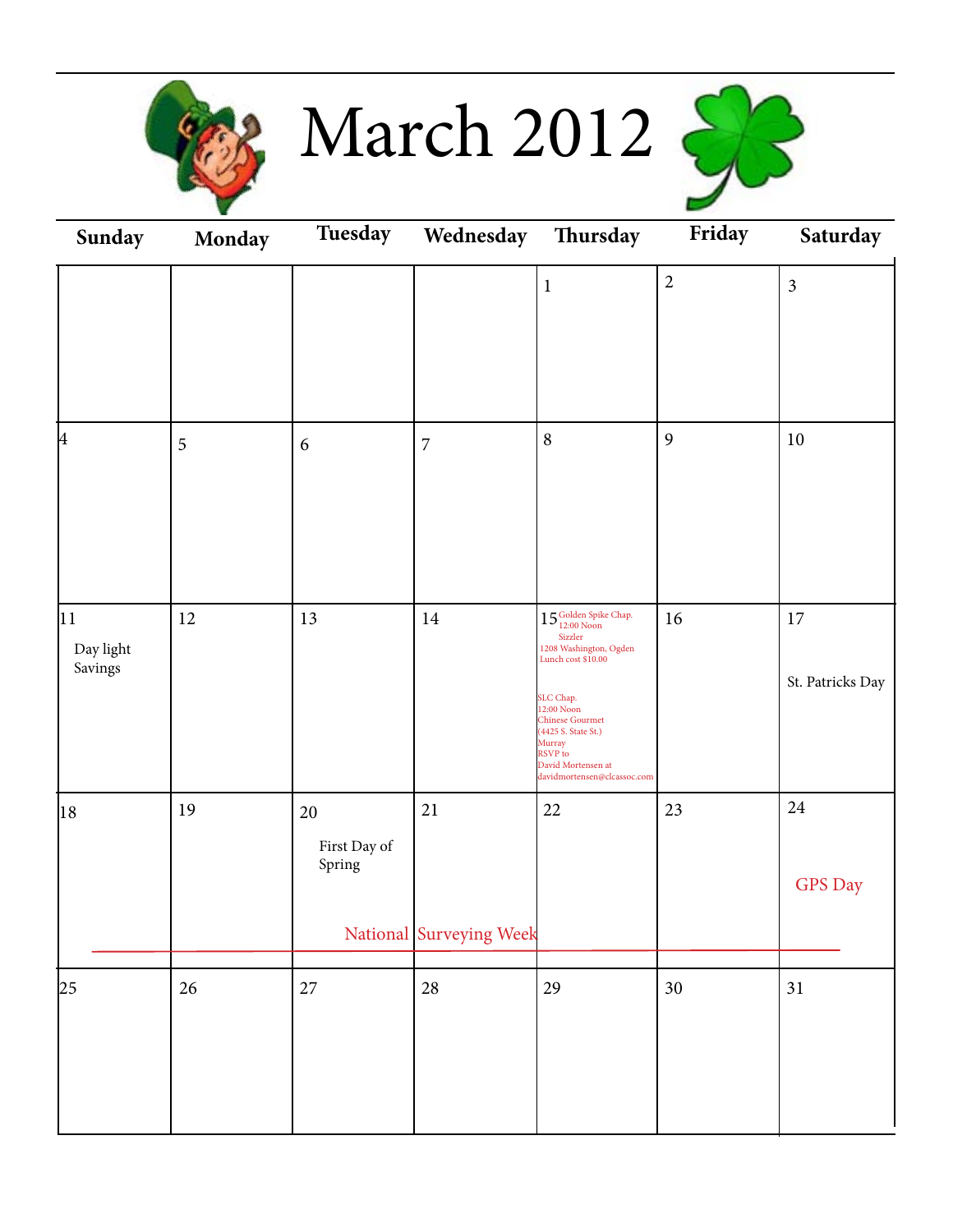# March 2012

| Sunday | Monday | Tuesday | Wednesday | Thursday | Friday | Saturday |
|---|---|---|---|---|---|---|
| | | | | 1 | 2 | 3 |
| 4 | 5 | 6 | 7 | 8 | 9 | 10 |
| 11 Day light Savings | 12 | 13 | 14 | 15 Golden Spike Chap. 12:00 Noon Sizzler 1208 Washington, Ogden Lunch cost $10.00<br><br>SLC Chap. 12:00 Noon Chinese Gourmet (4425 S. State St.) Murray RSVP to David Mortensen at davidmortensen@clcassoc.com | 16 | 17 St. Patricks Day |
| 18 | 19 | 20 First Day of Spring<br>National Surveying Week | 21 | 22 | 23 | 24 GPS Day |
| 25 | 26 | 27 | 28 | 29 | 30 | 31 |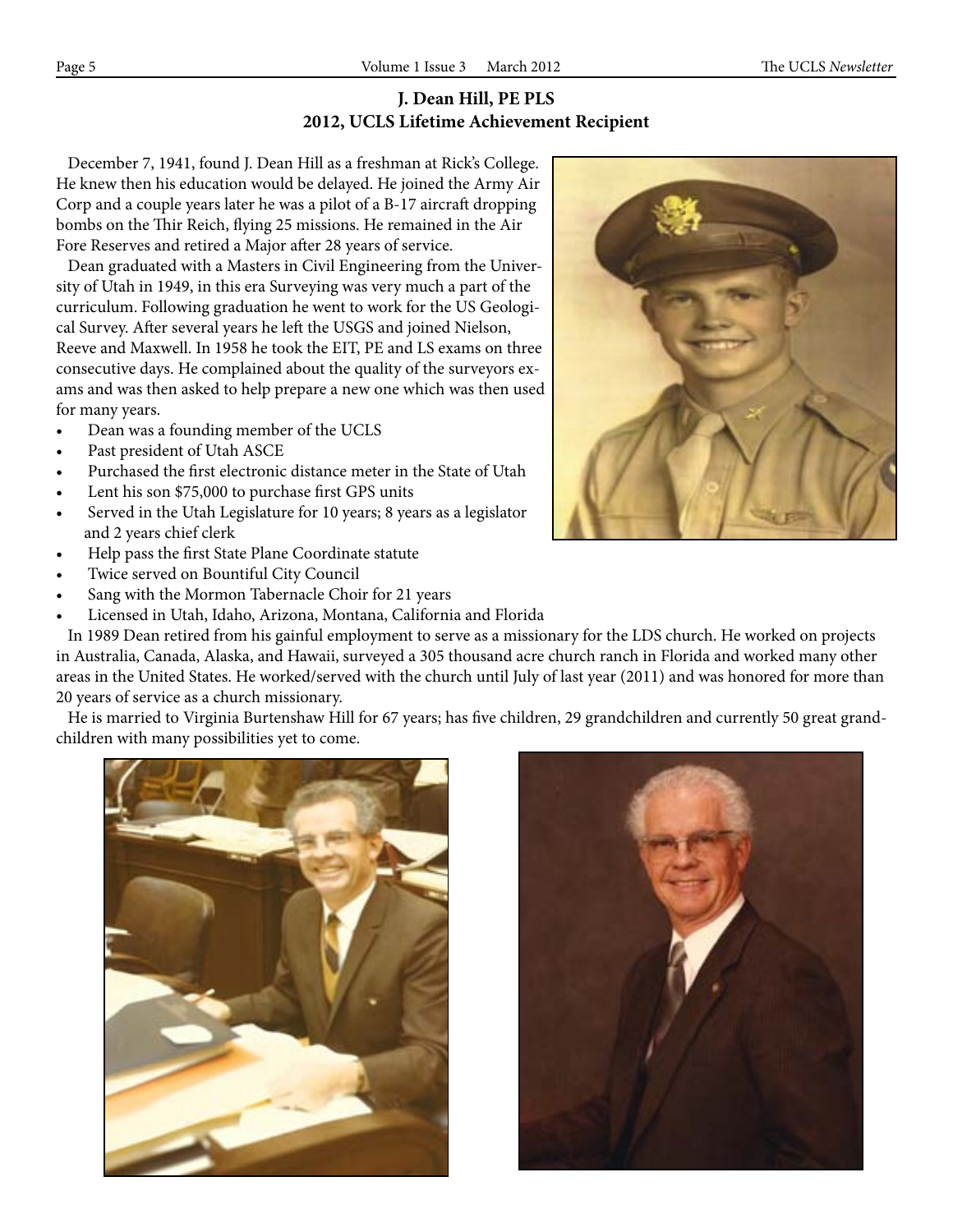## J. Dean Hill, PE PLS
## 2012, UCLS Lifetime Achievement Recipient

December 7, 1941, found J. Dean Hill as a freshman at Rick's College. He knew then his education would be delayed. He joined the Army Air Corp and a couple years later he was a pilot of a B-17 aircraft dropping bombs on the Thir Reich, flying 25 missions. He remained in the Air Fore Reserves and retired a Major after 28 years of service.

Dean graduated with a Masters in Civil Engineering from the University of Utah in 1949, in this era Surveying was very much a part of the curriculum. Following graduation he went to work for the US Geological Survey. After several years he left the USGS and joined Nielson, Reeve and Maxwell. In 1958 he took the EIT, PE and LS exams on three consecutive days. He complained about the quality of the surveyors exams and was then asked to help prepare a new one which was then used for many years.

- Dean was a founding member of the UCLS
- Past president of Utah ASCE
- Purchased the first electronic distance meter in the State of Utah
- Lent his son $75,000 to purchase first GPS units
- Served in the Utah Legislature for 10 years; 8 years as a legislator and 2 years chief clerk
- Help pass the first State Plane Coordinate statute
- Twice served on Bountiful City Council
- Sang with the Mormon Tabernacle Choir for 21 years
- Licensed in Utah, Idaho, Arizona, Montana, California and Florida

In 1989 Dean retired from his gainful employment to serve as a missionary for the LDS church. He worked on projects in Australia, Canada, Alaska, and Hawaii, surveyed a 305 thousand acre church ranch in Florida and worked many other areas in the United States. He worked/served with the church until July of last year (2011) and was honored for more than 20 years of service as a church missionary.

He is married to Virginia Burtenshaw Hill for 67 years; has five children, 29 grandchildren and currently 50 great grandchildren with many possibilities yet to come.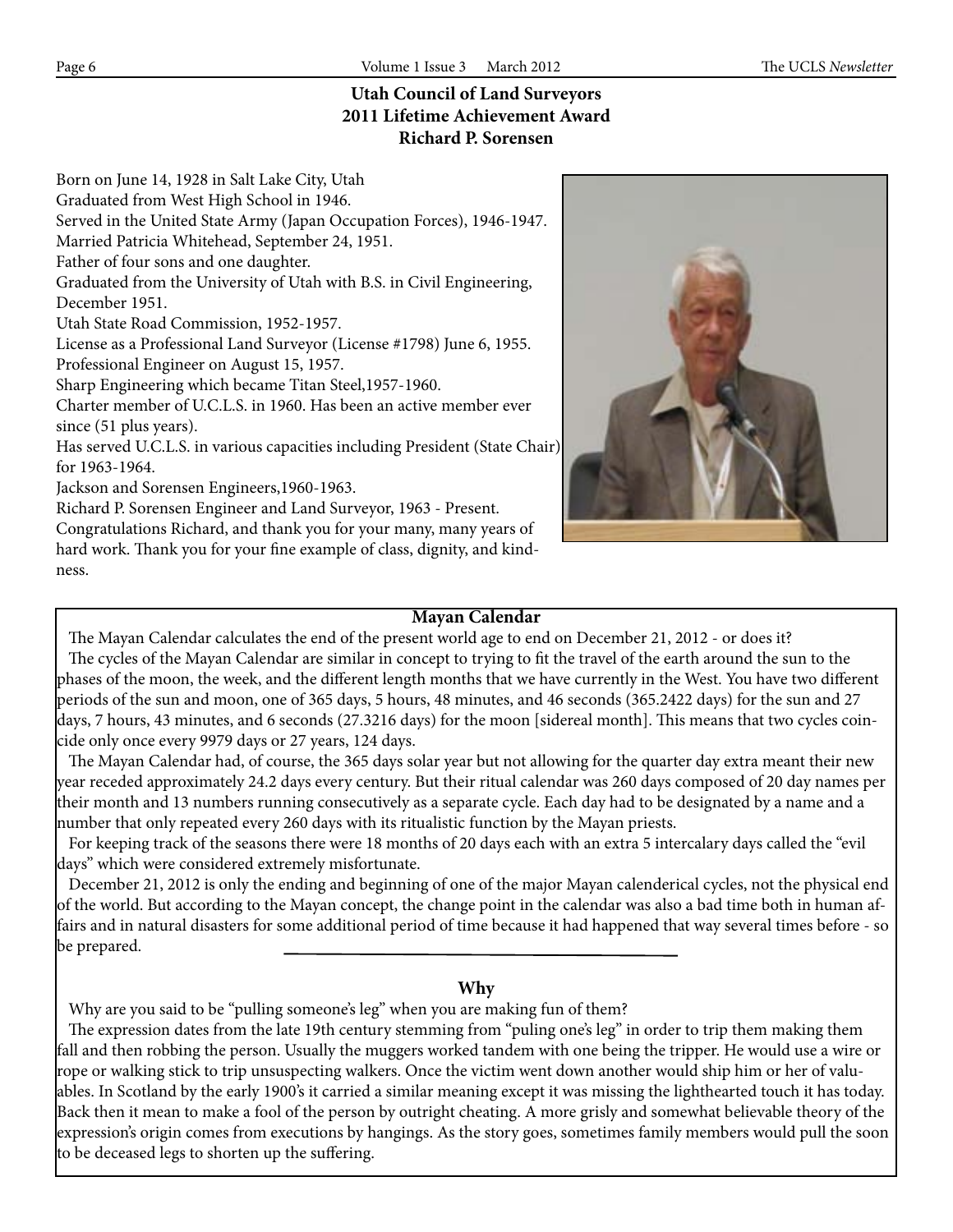## Utah Council of Land Surveyors
## 2011 Lifetime Achievement Award
## Richard P. Sorensen

Born on June 14, 1928 in Salt Lake City, Utah
Graduated from West High School in 1946.
Served in the United State Army (Japan Occupation Forces), 1946-1947.
Married Patricia Whitehead, September 24, 1951.
Father of four sons and one daughter.
Graduated from the University of Utah with B.S. in Civil Engineering, December 1951.
Utah State Road Commission, 1952-1957.
License as a Professional Land Surveyor (License #1798) June 6, 1955.
Professional Engineer on August 15, 1957.
Sharp Engineering which became Titan Steel,1957-1960.
Charter member of U.C.L.S. in 1960. Has been an active member ever since (51 plus years).
Has served U.C.L.S. in various capacities including President (State Chair) for 1963-1964.
Jackson and Sorensen Engineers,1960-1963.
Richard P. Sorensen Engineer and Land Surveyor, 1963 - Present.
Congratulations Richard, and thank you for your many, many years of hard work. Thank you for your fine example of class, dignity, and kindness.

### Mayan Calendar

The Mayan Calendar calculates the end of the present world age to end on December 21, 2012 - or does it?

The cycles of the Mayan Calendar are similar in concept to trying to fit the travel of the earth around the sun to the phases of the moon, the week, and the different length months that we have currently in the West. You have two different periods of the sun and moon, one of 365 days, 5 hours, 48 minutes, and 46 seconds (365.2422 days) for the sun and 27 days, 7 hours, 43 minutes, and 6 seconds (27.3216 days) for the moon [sidereal month]. This means that two cycles coincide only once every 9979 days or 27 years, 124 days.

The Mayan Calendar had, of course, the 365 days solar year but not allowing for the quarter day extra meant their new year receded approximately 24.2 days every century. But their ritual calendar was 260 days composed of 20 day names per their month and 13 numbers running consecutively as a separate cycle. Each day had to be designated by a name and a number that only repeated every 260 days with its ritualistic function by the Mayan priests.

For keeping track of the seasons there were 18 months of 20 days each with an extra 5 intercalary days called the "evil days" which were considered extremely misfortunate.

December 21, 2012 is only the ending and beginning of one of the major Mayan calenderical cycles, not the physical end of the world. But according to the Mayan concept, the change point in the calendar was also a bad time both in human affairs and in natural disasters for some additional period of time because it had happened that way several times before - so be prepared.

---

### Why

Why are you said to be "pulling someone's leg" when you are making fun of them?

The expression dates from the late 19th century stemming from "puling one's leg" in order to trip them making them fall and then robbing the person. Usually the muggers worked tandem with one being the tripper. He would use a wire or rope or walking stick to trip unsuspecting walkers. Once the victim went down another would ship him or her of valuables. In Scotland by the early 1900's it carried a similar meaning except it was missing the lighthearted touch it has today. Back then it mean to make a fool of the person by outright cheating. A more grisly and somewhat believable theory of the expression's origin comes from executions by hangings. As the story goes, sometimes family members would pull the soon to be deceased legs to shorten up the suffering.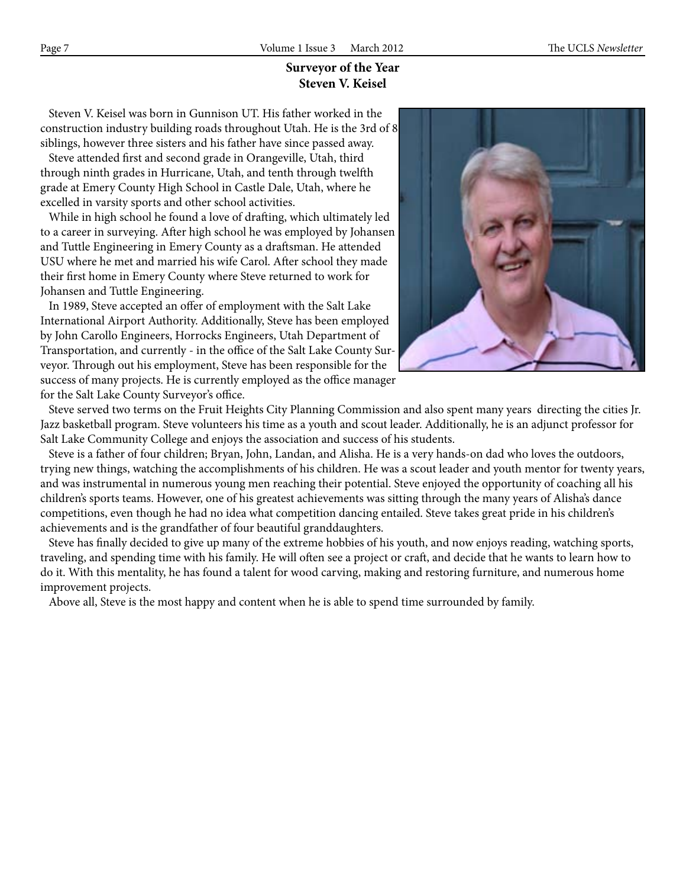## Surveyor of the Year
## Steven V. Keisel

Steven V. Keisel was born in Gunnison UT. His father worked in the construction industry building roads throughout Utah. He is the 3rd of 8 siblings, however three sisters and his father have since passed away.

Steve attended first and second grade in Orangeville, Utah, third through ninth grades in Hurricane, Utah, and tenth through twelfth grade at Emery County High School in Castle Dale, Utah, where he excelled in varsity sports and other school activities.

While in high school he found a love of drafting, which ultimately led to a career in surveying. After high school he was employed by Johansen and Tuttle Engineering in Emery County as a draftsman. He attended USU where he met and married his wife Carol. After school they made their first home in Emery County where Steve returned to work for Johansen and Tuttle Engineering.

In 1989, Steve accepted an offer of employment with the Salt Lake International Airport Authority. Additionally, Steve has been employed by John Carollo Engineers, Horrocks Engineers, Utah Department of Transportation, and currently - in the office of the Salt Lake County Surveyor. Through out his employment, Steve has been responsible for the success of many projects. He is currently employed as the office manager for the Salt Lake County Surveyor's office.

Steve served two terms on the Fruit Heights City Planning Commission and also spent many years directing the cities Jr. Jazz basketball program. Steve volunteers his time as a youth and scout leader. Additionally, he is an adjunct professor for Salt Lake Community College and enjoys the association and success of his students.

Steve is a father of four children; Bryan, John, Landan, and Alisha. He is a very hands-on dad who loves the outdoors, trying new things, watching the accomplishments of his children. He was a scout leader and youth mentor for twenty years, and was instrumental in numerous young men reaching their potential. Steve enjoyed the opportunity of coaching all his children's sports teams. However, one of his greatest achievements was sitting through the many years of Alisha's dance competitions, even though he had no idea what competition dancing entailed. Steve takes great pride in his children's achievements and is the grandfather of four beautiful granddaughters.

Steve has finally decided to give up many of the extreme hobbies of his youth, and now enjoys reading, watching sports, traveling, and spending time with his family. He will often see a project or craft, and decide that he wants to learn how to do it. With this mentality, he has found a talent for wood carving, making and restoring furniture, and numerous home improvement projects.

Above all, Steve is the most happy and content when he is able to spend time surrounded by family.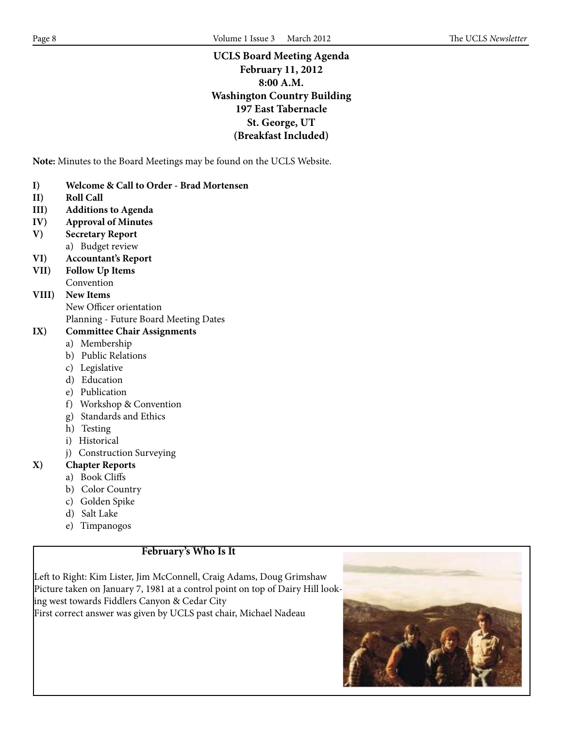**UCLS Board Meeting Agenda**
**February 11, 2012**
**8:00 A.M.**
**Washington Country Building**
**197 East Tabernacle**
**St. George, UT**
**(Breakfast Included)**

**Note:** Minutes to the Board Meetings may be found on the UCLS Website.

- **I) Welcome & Call to Order - Brad Mortensen**
- **II) Roll Call**
- **III) Additions to Agenda**
- **IV) Approval of Minutes**
- **V) Secretary Report**
  - a) Budget review
- **VI) Accountant's Report**
- **VII) Follow Up Items**
  - Convention
- **VIII) New Items**
  - New Officer orientation
  - Planning - Future Board Meeting Dates
- **IX) Committee Chair Assignments**
  - a) Membership
  - b) Public Relations
  - c) Legislative
  - d) Education
  - e) Publication
  - f) Workshop & Convention
  - g) Standards and Ethics
  - h) Testing
  - i) Historical
  - j) Construction Surveying
- **X) Chapter Reports**
  - a) Book Cliffs
  - b) Color Country
  - c) Golden Spike
  - d) Salt Lake
  - e) Timpanogos

**February's Who Is It**

Left to Right: Kim Lister, Jim McConnell, Craig Adams, Doug Grimshaw
Picture taken on January 7, 1981 at a control point on top of Dairy Hill looking west towards Fiddlers Canyon & Cedar City
First correct answer was given by UCLS past chair, Michael Nadeau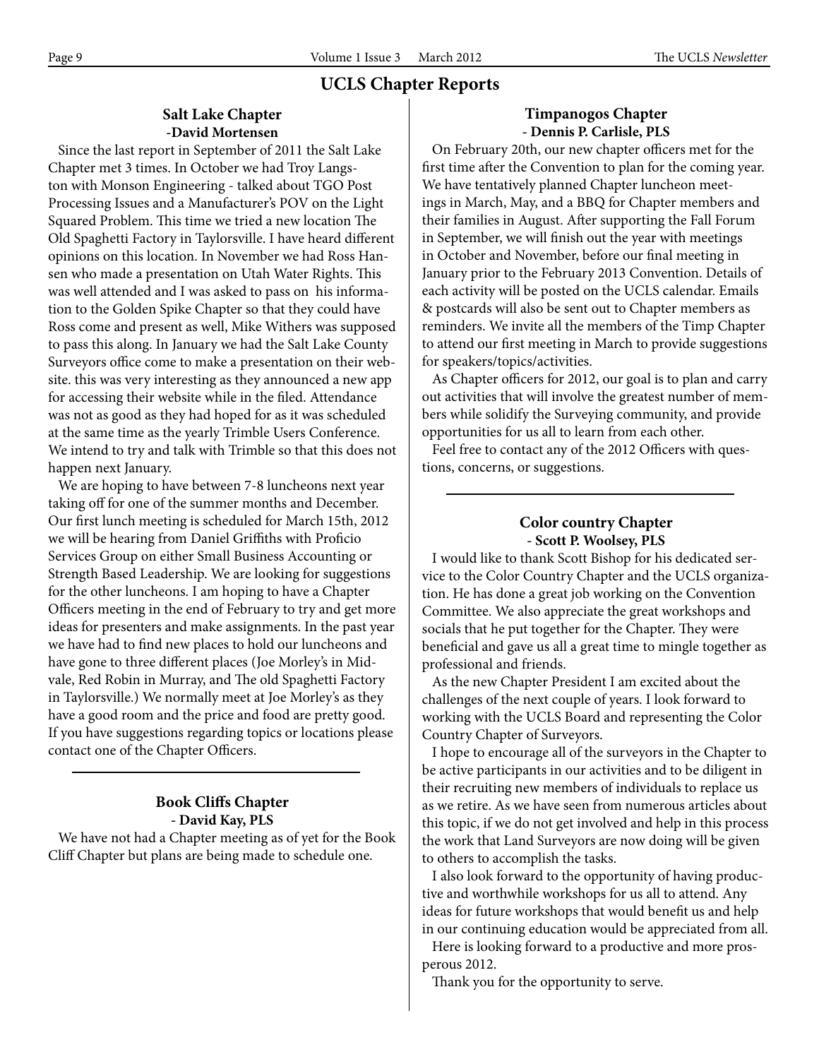# UCLS Chapter Reports

## Salt Lake Chapter

**-David Mortensen**

Since the last report in September of 2011 the Salt Lake Chapter met 3 times. In October we had Troy Langston with Monson Engineering - talked about TGO Post Processing Issues and a Manufacturer's POV on the Light Squared Problem. This time we tried a new location The Old Spaghetti Factory in Taylorsville. I have heard different opinions on this location. In November we had Ross Hansen who made a presentation on Utah Water Rights. This was well attended and I was asked to pass on his information to the Golden Spike Chapter so that they could have Ross come and present as well, Mike Withers was supposed to pass this along. In January we had the Salt Lake County Surveyors office come to make a presentation on their website. this was very interesting as they announced a new app for accessing their website while in the filed. Attendance was not as good as they had hoped for as it was scheduled at the same time as the yearly Trimble Users Conference. We intend to try and talk with Trimble so that this does not happen next January.

We are hoping to have between 7-8 luncheons next year taking off for one of the summer months and December. Our first lunch meeting is scheduled for March 15th, 2012 we will be hearing from Daniel Griffiths with Proficio Services Group on either Small Business Accounting or Strength Based Leadership. We are looking for suggestions for the other luncheons. I am hoping to have a Chapter Officers meeting in the end of February to try and get more ideas for presenters and make assignments. In the past year we have had to find new places to hold our luncheons and have gone to three different places (Joe Morley's in Midvale, Red Robin in Murray, and The old Spaghetti Factory in Taylorsville.) We normally meet at Joe Morley's as they have a good room and the price and food are pretty good. If you have suggestions regarding topics or locations please contact one of the Chapter Officers.

---

## Book Cliffs Chapter

**- David Kay, PLS**

We have not had a Chapter meeting as of yet for the Book Cliff Chapter but plans are being made to schedule one.

## Timpanogos Chapter

**- Dennis P. Carlisle, PLS**

On February 20th, our new chapter officers met for the first time after the Convention to plan for the coming year. We have tentatively planned Chapter luncheon meetings in March, May, and a BBQ for Chapter members and their families in August. After supporting the Fall Forum in September, we will finish out the year with meetings in October and November, before our final meeting in January prior to the February 2013 Convention. Details of each activity will be posted on the UCLS calendar. Emails & postcards will also be sent out to Chapter members as reminders. We invite all the members of the Timp Chapter to attend our first meeting in March to provide suggestions for speakers/topics/activities.

As Chapter officers for 2012, our goal is to plan and carry out activities that will involve the greatest number of members while solidify the Surveying community, and provide opportunities for us all to learn from each other.

Feel free to contact any of the 2012 Officers with questions, concerns, or suggestions.

---

## Color country Chapter

**- Scott P. Woolsey, PLS**

I would like to thank Scott Bishop for his dedicated service to the Color Country Chapter and the UCLS organization. He has done a great job working on the Convention Committee. We also appreciate the great workshops and socials that he put together for the Chapter. They were beneficial and gave us all a great time to mingle together as professional and friends.

As the new Chapter President I am excited about the challenges of the next couple of years. I look forward to working with the UCLS Board and representing the Color Country Chapter of Surveyors.

I hope to encourage all of the surveyors in the Chapter to be active participants in our activities and to be diligent in their recruiting new members of individuals to replace us as we retire. As we have seen from numerous articles about this topic, if we do not get involved and help in this process the work that Land Surveyors are now doing will be given to others to accomplish the tasks.

I also look forward to the opportunity of having productive and worthwhile workshops for us all to attend. Any ideas for future workshops that would benefit us and help in our continuing education would be appreciated from all.

Here is looking forward to a productive and more prosperous 2012.

Thank you for the opportunity to serve.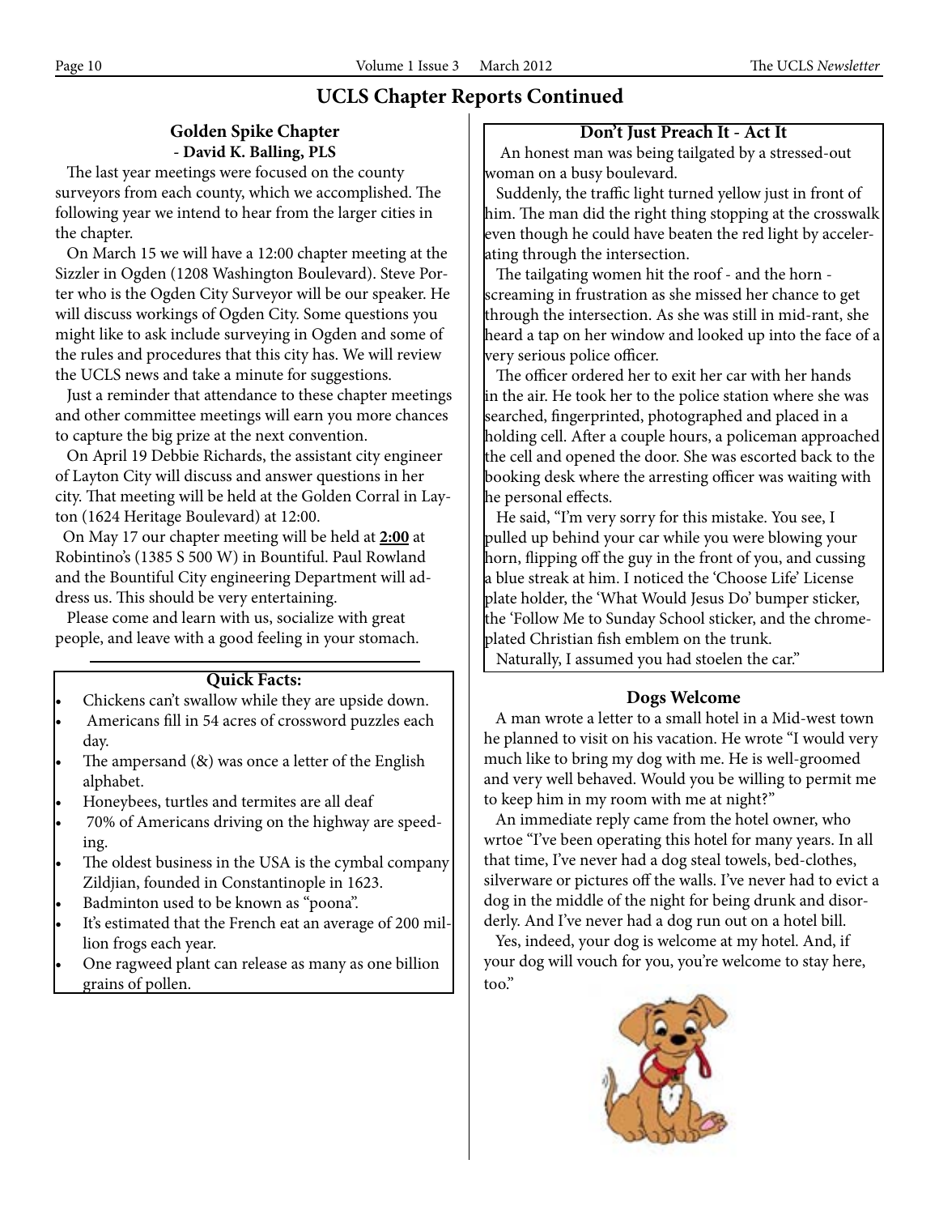## UCLS Chapter Reports Continued

### Golden Spike Chapter

**- David K. Balling, PLS**

The last year meetings were focused on the county surveyors from each county, which we accomplished. The following year we intend to hear from the larger cities in the chapter.

On March 15 we will have a 12:00 chapter meeting at the Sizzler in Ogden (1208 Washington Boulevard). Steve Porter who is the Ogden City Surveyor will be our speaker. He will discuss workings of Ogden City. Some questions you might like to ask include surveying in Ogden and some of the rules and procedures that this city has. We will review the UCLS news and take a minute for suggestions.

Just a reminder that attendance to these chapter meetings and other committee meetings will earn you more chances to capture the big prize at the next convention.

On April 19 Debbie Richards, the assistant city engineer of Layton City will discuss and answer questions in her city. That meeting will be held at the Golden Corral in Layton (1624 Heritage Boulevard) at 12:00.

On May 17 our chapter meeting will be held at **2:00** at Robintino's (1385 S 500 W) in Bountiful. Paul Rowland and the Bountiful City engineering Department will address us. This should be very entertaining.

Please come and learn with us, socialize with great people, and leave with a good feeling in your stomach.

### Quick Facts:

- Chickens can't swallow while they are upside down.
- Americans fill in 54 acres of crossword puzzles each day.
- The ampersand (&) was once a letter of the English alphabet.
- Honeybees, turtles and termites are all deaf
- 70% of Americans driving on the highway are speeding.
- The oldest business in the USA is the cymbal company Zildjian, founded in Constantinople in 1623.
- Badminton used to be known as "poona".
- It's estimated that the French eat an average of 200 million frogs each year.
- One ragweed plant can release as many as one billion grains of pollen.

### Don't Just Preach It - Act It

An honest man was being tailgated by a stressed-out woman on a busy boulevard.

Suddenly, the traffic light turned yellow just in front of him. The man did the right thing stopping at the crosswalk even though he could have beaten the red light by accelerating through the intersection.

The tailgating women hit the roof - and the horn - screaming in frustration as she missed her chance to get through the intersection. As she was still in mid-rant, she heard a tap on her window and looked up into the face of a very serious police officer.

The officer ordered her to exit her car with her hands in the air. He took her to the police station where she was searched, fingerprinted, photographed and placed in a holding cell. After a couple hours, a policeman approached the cell and opened the door. She was escorted back to the booking desk where the arresting officer was waiting with he personal effects.

He said, "I'm very sorry for this mistake. You see, I pulled up behind your car while you were blowing your horn, flipping off the guy in the front of you, and cussing a blue streak at him. I noticed the 'Choose Life' License plate holder, the 'What Would Jesus Do' bumper sticker, the 'Follow Me to Sunday School sticker, and the chrome-plated Christian fish emblem on the trunk.

Naturally, I assumed you had stoelen the car."

### Dogs Welcome

A man wrote a letter to a small hotel in a Mid-west town he planned to visit on his vacation. He wrote "I would very much like to bring my dog with me. He is well-groomed and very well behaved. Would you be willing to permit me to keep him in my room with me at night?"

An immediate reply came from the hotel owner, who wrtoe "I've been operating this hotel for many years. In all that time, I've never had a dog steal towels, bed-clothes, silverware or pictures off the walls. I've never had to evict a dog in the middle of the night for being drunk and disorderly. And I've never had a dog run out on a hotel bill.

Yes, indeed, your dog is welcome at my hotel. And, if your dog will vouch for you, you're welcome to stay here, too."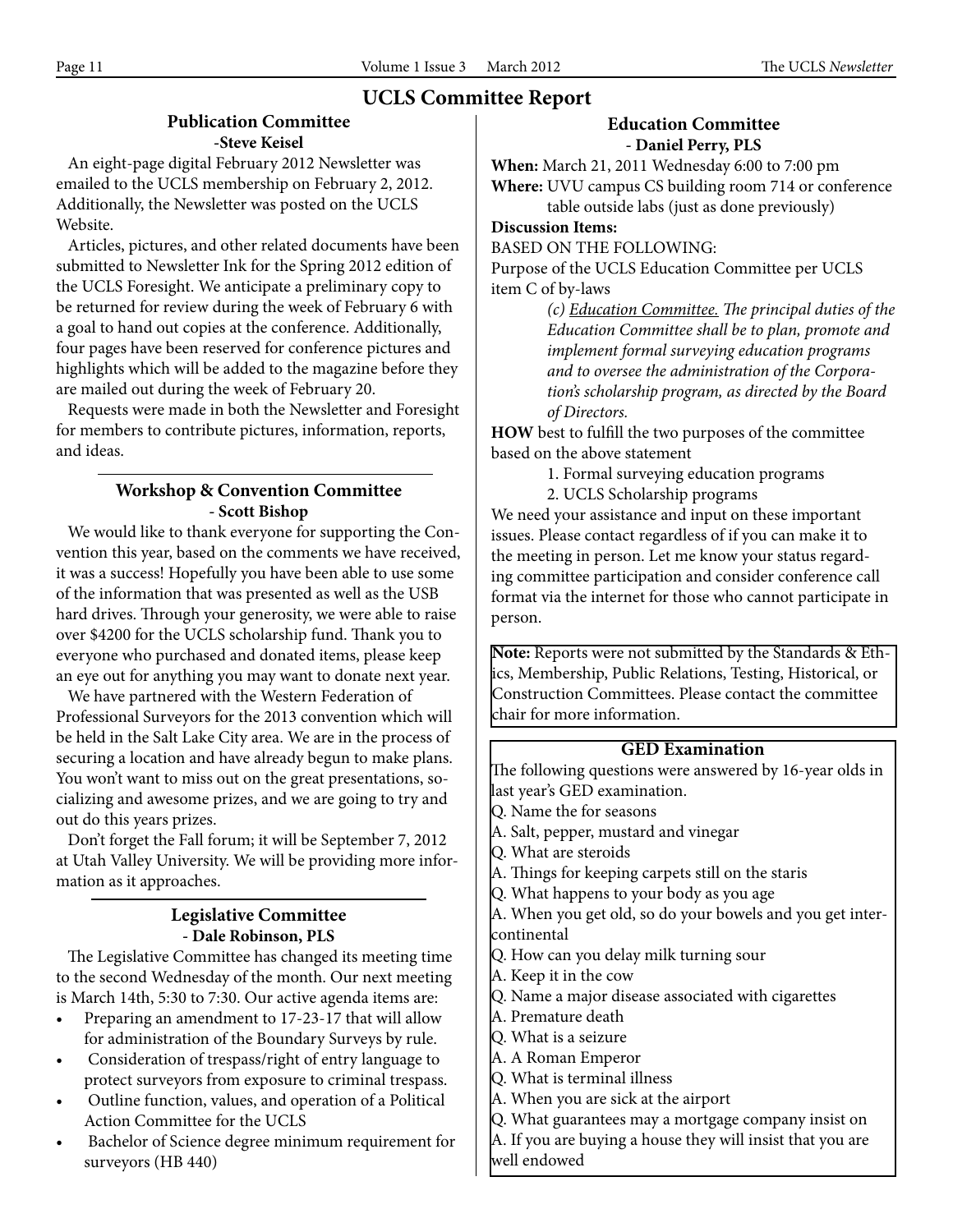# UCLS Committee Report

## Publication Committee
**-Steve Keisel**

An eight-page digital February 2012 Newsletter was emailed to the UCLS membership on February 2, 2012. Additionally, the Newsletter was posted on the UCLS Website.

Articles, pictures, and other related documents have been submitted to Newsletter Ink for the Spring 2012 edition of the UCLS Foresight. We anticipate a preliminary copy to be returned for review during the week of February 6 with a goal to hand out copies at the conference. Additionally, four pages have been reserved for conference pictures and highlights which will be added to the magazine before they are mailed out during the week of February 20.

Requests were made in both the Newsletter and Foresight for members to contribute pictures, information, reports, and ideas.

## Workshop & Convention Committee
**- Scott Bishop**

We would like to thank everyone for supporting the Convention this year, based on the comments we have received, it was a success! Hopefully you have been able to use some of the information that was presented as well as the USB hard drives. Through your generosity, we were able to raise over $4200 for the UCLS scholarship fund. Thank you to everyone who purchased and donated items, please keep an eye out for anything you may want to donate next year.

We have partnered with the Western Federation of Professional Surveyors for the 2013 convention which will be held in the Salt Lake City area. We are in the process of securing a location and have already begun to make plans. You won't want to miss out on the great presentations, socializing and awesome prizes, and we are going to try and out do this years prizes.

Don't forget the Fall forum; it will be September 7, 2012 at Utah Valley University. We will be providing more information as it approaches.

## Legislative Committee
**- Dale Robinson, PLS**

The Legislative Committee has changed its meeting time to the second Wednesday of the month. Our next meeting is March 14th, 5:30 to 7:30. Our active agenda items are:

- Preparing an amendment to 17-23-17 that will allow for administration of the Boundary Surveys by rule.
- Consideration of trespass/right of entry language to protect surveyors from exposure to criminal trespass.
- Outline function, values, and operation of a Political Action Committee for the UCLS
- Bachelor of Science degree minimum requirement for surveyors (HB 440)

## Education Committee
**- Daniel Perry, PLS**

**When:** March 21, 2011 Wednesday 6:00 to 7:00 pm

**Where:** UVU campus CS building room 714 or conference table outside labs (just as done previously)

**Discussion Items:**

BASED ON THE FOLLOWING:

Purpose of the UCLS Education Committee per UCLS item C of by-laws

> *(c) Education Committee. The principal duties of the Education Committee shall be to plan, promote and implement formal surveying education programs and to oversee the administration of the Corporation's scholarship program, as directed by the Board of Directors.*

**HOW** best to fulfill the two purposes of the committee based on the above statement

1. Formal surveying education programs
2. UCLS Scholarship programs

We need your assistance and input on these important issues. Please contact regardless of if you can make it to the meeting in person. Let me know your status regarding committee participation and consider conference call format via the internet for those who cannot participate in person.

**Note:** Reports were not submitted by the Standards & Ethics, Membership, Public Relations, Testing, Historical, or Construction Committees. Please contact the committee chair for more information.

## GED Examination

The following questions were answered by 16-year olds in last year's GED examination.

Q. Name the for seasons
A. Salt, pepper, mustard and vinegar

Q. What are steroids
A. Things for keeping carpets still on the staris

Q. What happens to your body as you age
A. When you get old, so do your bowels and you get intercontinental

Q. How can you delay milk turning sour
A. Keep it in the cow

Q. Name a major disease associated with cigarettes
A. Premature death

Q. What is a seizure
A. A Roman Emperor

Q. What is terminal illness
A. When you are sick at the airport

Q. What guarantees may a mortgage company insist on
A. If you are buying a house they will insist that you are well endowed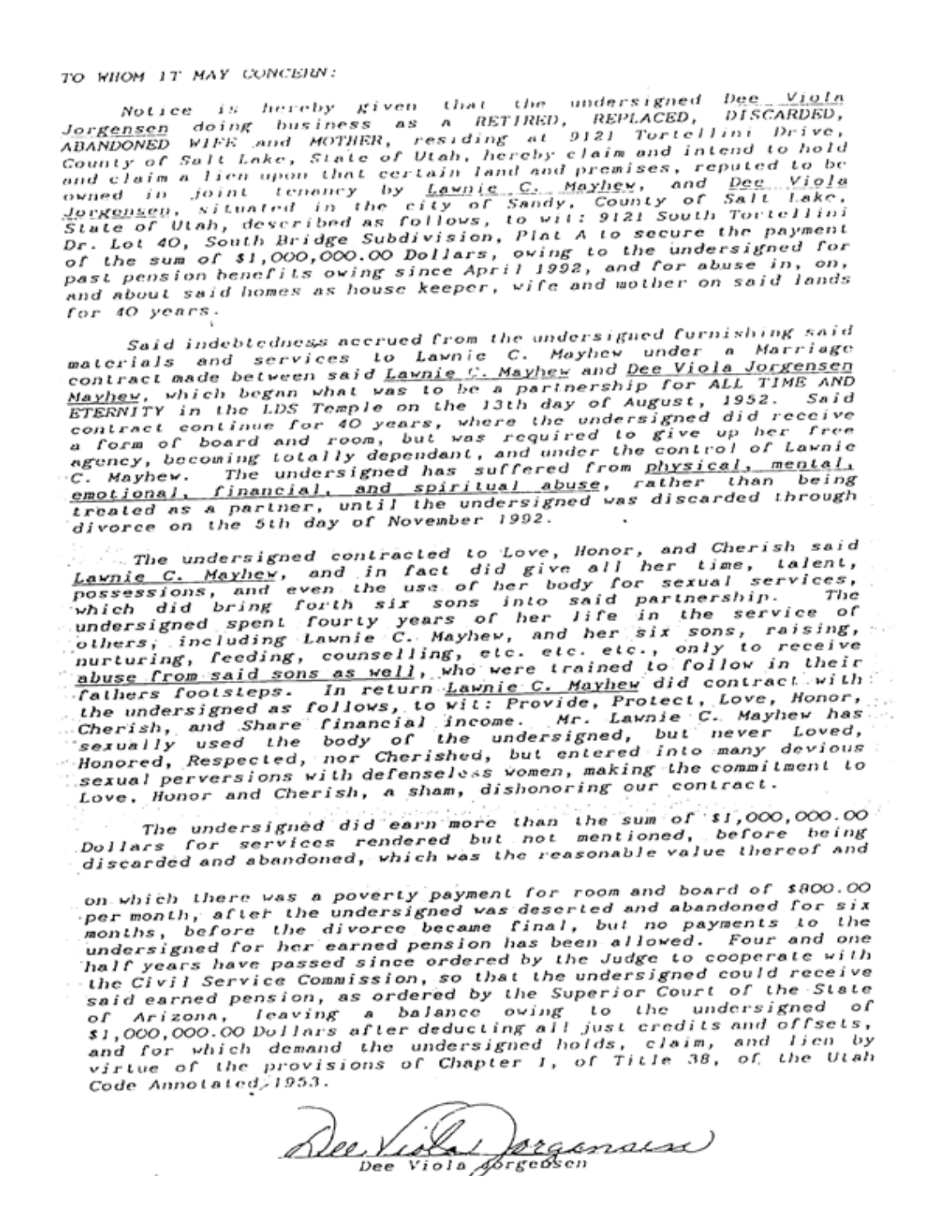TO WHOM IT MAY CONCERN:

Notice is hereby given that the undersigned Dee Viola Jorgensen doing business as a RETIRED, REPLACED, DISCARDED, ABANDONED WIFE and MOTHER, residing at 9121 Tortellini Drive, County of Salt Lake, State of Utah, hereby claim and intend to hold and claim a lien upon that certain land and premises, reputed to be owned in joint tenancy by Lawnie C. Mayhew, and Dee Viola Jorgensen, situated in the city of Sandy, County of Salt Lake, State of Utah, described as follows, to wit: 9121 South Tortellini Dr. Lot 40, South Bridge Subdivision, Plat A to secure the payment of the sum of $1,000,000.00 Dollars, owing to the undersigned for past pension benefits owing since April 1992, and for abuse in, on, and about said homes as house keeper, wife and mother on said lands for 40 years.

Said indebtedness accrued from the undersigned furnishing said materials and services to Lawnie C. Mayhew under a Marriage contract made between said Lawnie C. Mayhew and Dee Viola Jorgensen Mayhew, which began what was to be a partnership for ALL TIME AND ETERNITY in the LDS Temple on the 13th day of August, 1952. Said contract continue for 40 years, where the undersigned did receive a form of board and room, but was required to give up her free agency, becoming totally dependant, and under the control of Lawnie C. Mayhew. The undersigned has suffered from physical, mental, emotional, financial, and spiritual abuse, rather than being treated as a partner, until the undersigned was discarded through divorce on the 5th day of November 1992.

The undersigned contracted to Love, Honor, and Cherish said Lawnie C. Mayhew, and in fact did give all her time, talent, possessions, and even the use of her body for sexual services, which did bring forth six sons into said partnership. The undersigned spent fourty years of her life in the service of others, including Lawnie C. Mayhew, and her six sons, raising, nurturing, feeding, counselling, etc. etc. etc., only to receive abuse from said sons as well, who were trained to follow in their fathers footsteps. In return Lawnie C. Mayhew did contract with the undersigned as follows, to wit: Provide, Protect, Love, Honor, Cherish, and Share financial income. Mr. Lawnie C. Mayhew has sexually used the body of the undersigned, but never Loved, Honored, Respected, nor Cherished, but entered into many devious sexual perversions with defenseless women, making the commitment to Love, Honor and Cherish, a sham, dishonoring our contract.

The undersigned did earn more than the sum of $1,000,000.00 Dollars for services rendered but not mentioned, before being discarded and abandoned, which was the reasonable value thereof and

on which there was a poverty payment for room and board of $800.00 per month, after the undersigned was deserted and abandoned for six months, before the divorce became final, but no payments to the undersigned for her earned pension has been allowed. Four and one half years have passed since ordered by the Judge to cooperate with the Civil Service Commission, so that the undersigned could receive said earned pension, as ordered by the Superior Court of the State of Arizona, leaving a balance owing to the undersigned of $1,000,000.00 Dollars after deducting all just credits and offsets, and for which demand the undersigned holds, claim, and lien by virtue of the provisions of Chapter 1, of Title 38, of the Utah Code Annotated, 1953.

Dee Viola Jorgensen

Dee Viola Jorgensen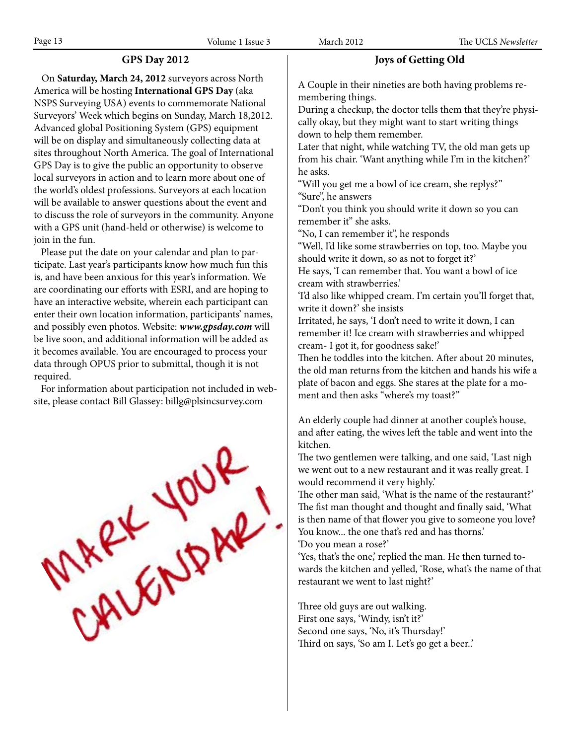## GPS Day 2012

On **Saturday, March 24, 2012** surveyors across North America will be hosting **International GPS Day** (aka NSPS Surveying USA) events to commemorate National Surveyors' Week which begins on Sunday, March 18,2012. Advanced global Positioning System (GPS) equipment will be on display and simultaneously collecting data at sites throughout North America. The goal of International GPS Day is to give the public an opportunity to observe local surveyors in action and to learn more about one of the world's oldest professions. Surveyors at each location will be available to answer questions about the event and to discuss the role of surveyors in the community. Anyone with a GPS unit (hand-held or otherwise) is welcome to join in the fun.

Please put the date on your calendar and plan to participate. Last year's participants know how much fun this is, and have been anxious for this year's information. We are coordinating our efforts with ESRI, and are hoping to have an interactive website, wherein each participant can enter their own location information, participants' names, and possibly even photos. Website: ***www.gpsday.com*** will be live soon, and additional information will be added as it becomes available. You are encouraged to process your data through OPUS prior to submittal, though it is not required.

For information about participation not included in website, please contact Bill Glassey: billg@plsincsurvey.com

MARK YOUR CALENDAR!

## Joys of Getting Old

A Couple in their nineties are both having problems remembering things.
During a checkup, the doctor tells them that they're physically okay, but they might want to start writing things down to help them remember.
Later that night, while watching TV, the old man gets up from his chair. 'Want anything while I'm in the kitchen?' he asks.
"Will you get me a bowl of ice cream, she replys?"
"Sure", he answers
"Don't you think you should write it down so you can remember it" she asks.
"No, I can remember it", he responds
"Well, I'd like some strawberries on top, too. Maybe you should write it down, so as not to forget it?'
He says, 'I can remember that. You want a bowl of ice cream with strawberries.'
'I'd also like whipped cream. I'm certain you'll forget that, write it down?' she insists
Irritated, he says, 'I don't need to write it down, I can remember it! Ice cream with strawberries and whipped cream- I got it, for goodness sake!'
Then he toddles into the kitchen. After about 20 minutes, the old man returns from the kitchen and hands his wife a plate of bacon and eggs. She stares at the plate for a moment and then asks "where's my toast?"

An elderly couple had dinner at another couple's house, and after eating, the wives left the table and went into the kitchen.
The two gentlemen were talking, and one said, 'Last nigh we went out to a new restaurant and it was really great. I would recommend it very highly.'
The other man said, 'What is the name of the restaurant?'
The fist man thought and thought and finally said, 'What is then name of that flower you give to someone you love? You know... the one that's red and has thorns.'
'Do you mean a rose?'
'Yes, that's the one,' replied the man. He then turned towards the kitchen and yelled, 'Rose, what's the name of that restaurant we went to last night?'

Three old guys are out walking.
First one says, 'Windy, isn't it?'
Second one says, 'No, it's Thursday!'
Third on says, 'So am I. Let's go get a beer..'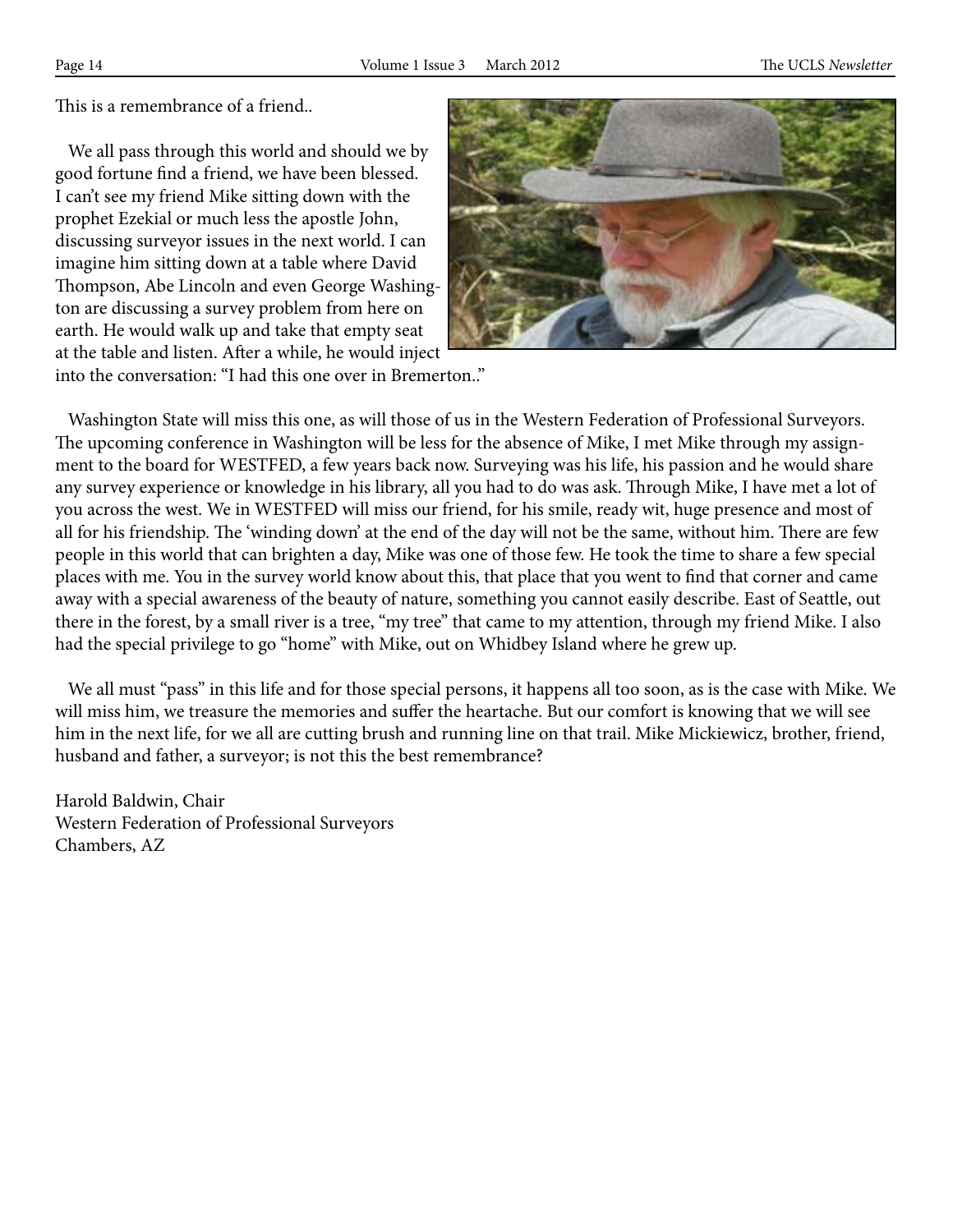This is a remembrance of a friend..

We all pass through this world and should we by good fortune find a friend, we have been blessed. I can't see my friend Mike sitting down with the prophet Ezekial or much less the apostle John, discussing surveyor issues in the next world. I can imagine him sitting down at a table where David Thompson, Abe Lincoln and even George Washington are discussing a survey problem from here on earth. He would walk up and take that empty seat at the table and listen. After a while, he would inject into the conversation: "I had this one over in Bremerton.."

Washington State will miss this one, as will those of us in the Western Federation of Professional Surveyors. The upcoming conference in Washington will be less for the absence of Mike, I met Mike through my assignment to the board for WESTFED, a few years back now. Surveying was his life, his passion and he would share any survey experience or knowledge in his library, all you had to do was ask. Through Mike, I have met a lot of you across the west. We in WESTFED will miss our friend, for his smile, ready wit, huge presence and most of all for his friendship. The 'winding down' at the end of the day will not be the same, without him. There are few people in this world that can brighten a day, Mike was one of those few. He took the time to share a few special places with me. You in the survey world know about this, that place that you went to find that corner and came away with a special awareness of the beauty of nature, something you cannot easily describe. East of Seattle, out there in the forest, by a small river is a tree, "my tree" that came to my attention, through my friend Mike. I also had the special privilege to go "home" with Mike, out on Whidbey Island where he grew up.

We all must "pass" in this life and for those special persons, it happens all too soon, as is the case with Mike. We will miss him, we treasure the memories and suffer the heartache. But our comfort is knowing that we will see him in the next life, for we all are cutting brush and running line on that trail. Mike Mickiewicz, brother, friend, husband and father, a surveyor; is not this the best remembrance?

Harold Baldwin, Chair
Western Federation of Professional Surveyors
Chambers, AZ